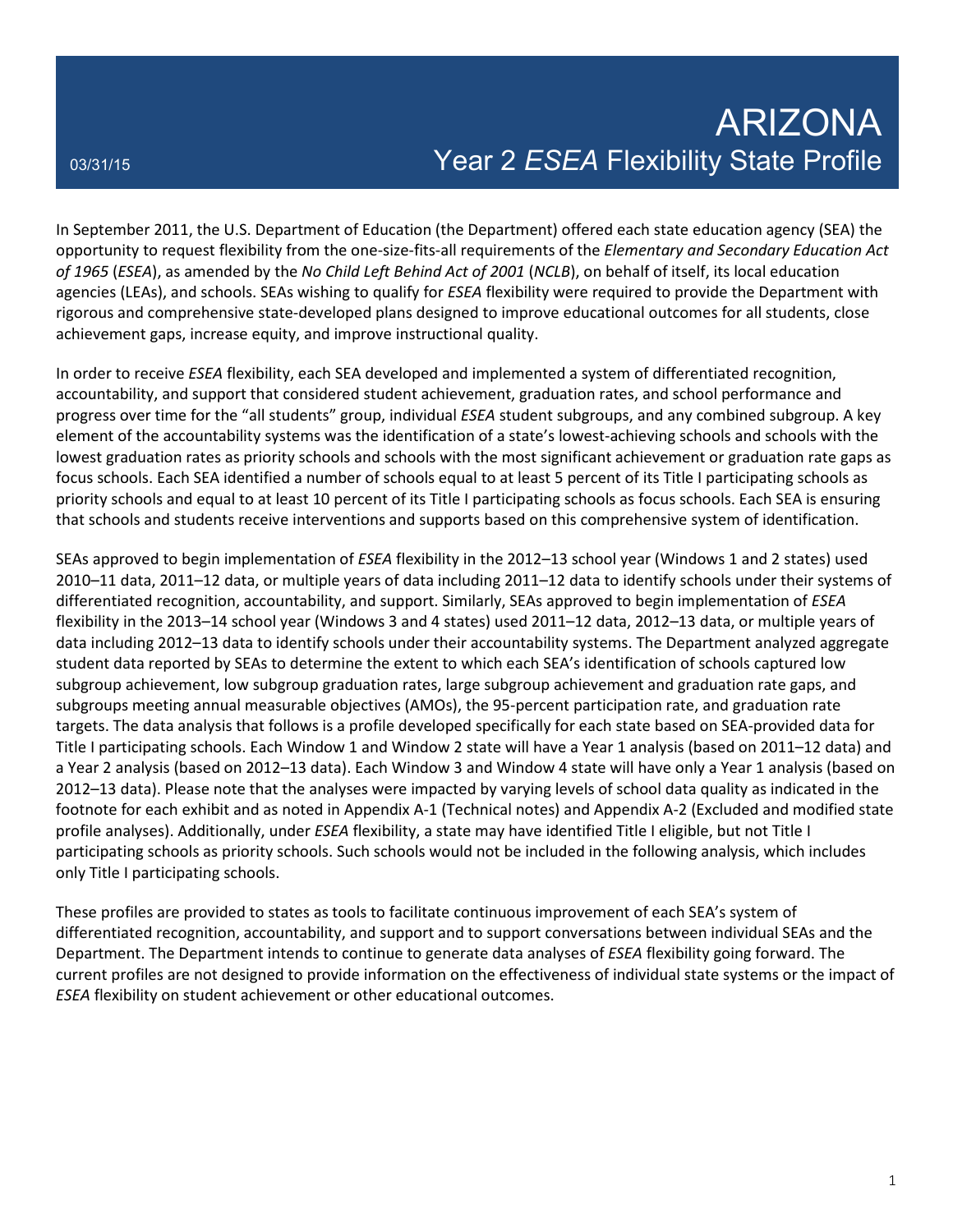03/31/15

# ARIZONA

## Year 2 *ESEA* Flexibility State Profile

In September 2011, the U.S. Department of Education (the Department) offered each state education agency (SEA) the opportunity to request flexibility from the one-size-fits-all requirements of the *Elementary and Secondary Education Act of 1965* (*ESEA*), as amended by the *No Child Left Behind Act of 2001* (*NCLB*), on behalf of itself, its local education agencies (LEAs), and schools. SEAs wishing to qualify for *ESEA* flexibility were required to provide the Department with rigorous and comprehensive state-developed plans designed to improve educational outcomes for all students, close achievement gaps, increase equity, and improve instructional quality.

In order to receive *ESEA* flexibility, each SEA developed and implemented a system of differentiated recognition, accountability, and support that considered student achievement, graduation rates, and school performance and progress over time for the "all students" group, individual *ESEA* student subgroups, and any combined subgroup. A key element of the accountability systems was the identification of a state's lowest-achieving schools and schools with the lowest graduation rates as priority schools and schools with the most significant achievement or graduation rate gaps as focus schools. Each SEA identified a number of schools equal to at least 5 percent of its Title I participating schools as priority schools and equal to at least 10 percent of its Title I participating schools as focus schools. Each SEA is ensuring that schools and students receive interventions and supports based on this comprehensive system of identification.

SEAs approved to begin implementation of *ESEA* flexibility in the 2012–13 school year (Windows 1 and 2 states) used 2010–11 data, 2011–12 data, or multiple years of data including 2011–12 data to identify schools under their systems of differentiated recognition, accountability, and support. Similarly, SEAs approved to begin implementation of *ESEA* flexibility in the 2013–14 school year (Windows 3 and 4 states) used 2011–12 data, 2012–13 data, or multiple years of data including 2012–13 data to identify schools under their accountability systems. The Department analyzed aggregate student data reported by SEAs to determine the extent to which each SEA's identification of schools captured low subgroup achievement, low subgroup graduation rates, large subgroup achievement and graduation rate gaps, and subgroups meeting annual measurable objectives (AMOs), the 95-percent participation rate, and graduation rate targets. The data analysis that follows is a profile developed specifically for each state based on SEA-provided data for Title I participating schools. Each Window 1 and Window 2 state will have a Year 1 analysis (based on 2011–12 data) and a Year 2 analysis (based on 2012–13 data). Each Window 3 and Window 4 state will have only a Year 1 analysis (based on 2012–13 data). Please note that the analyses were impacted by varying levels of school data quality as indicated in the footnote for each exhibit and as noted in Appendix A-1 (Technical notes) and Appendix A-2 (Excluded and modified state profile analyses). Additionally, under *ESEA* flexibility, a state may have identified Title I eligible, but not Title I participating schools as priority schools. Such schools would not be included in the following analysis, which includes only Title I participating schools.

These profiles are provided to states as tools to facilitate continuous improvement of each SEA's system of differentiated recognition, accountability, and support and to support conversations between individual SEAs and the Department. The Department intends to continue to generate data analyses of *ESEA* flexibility going forward. The current profiles are not designed to provide information on the effectiveness of individual state systems or the impact of *ESEA* flexibility on student achievement or other educational outcomes.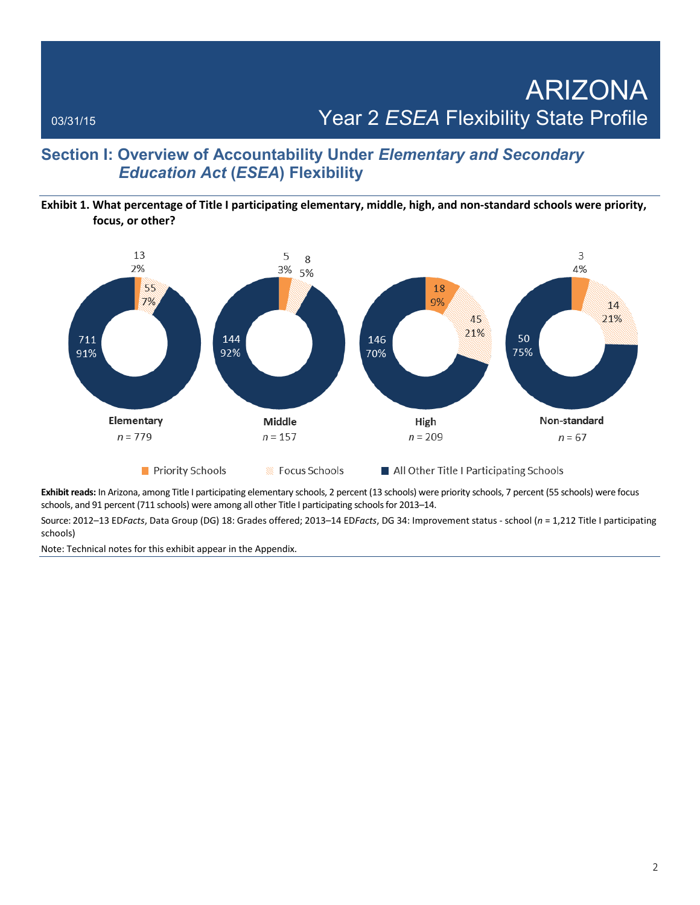03/31/15

# ARIZONA
## Year 2 *ESEA* Flexibility State Profile

## Section I: Overview of Accountability Under *Elementary and Secondary Education Act* (*ESEA*) Flexibility

**Exhibit 1. What percentage of Title I participating elementary, middle, high, and non-standard schools were priority, focus, or other?**

| | Elementary (*n* = 779) | Middle (*n* = 157) | High (*n* = 209) | Non-standard (*n* = 67) |
|---|---|---|---|---|
| Priority Schools | 13 (2%) | 5 (3%) | 18 (9%) | 3 (4%) |
| Focus Schools | 55 (7%) | 8 (5%) | 45 (21%) | 14 (21%) |
| All Other Title I Participating Schools | 711 (91%) | 144 (92%) | 146 (70%) | 50 (75%) |

**Exhibit reads:** In Arizona, among Title I participating elementary schools, 2 percent (13 schools) were priority schools, 7 percent (55 schools) were focus schools, and 91 percent (711 schools) were among all other Title I participating schools for 2013–14.

Source: 2012–13 ED*Facts*, Data Group (DG) 18: Grades offered; 2013–14 ED*Facts*, DG 34: Improvement status - school (*n* = 1,212 Title I participating schools)

Note: Technical notes for this exhibit appear in the Appendix.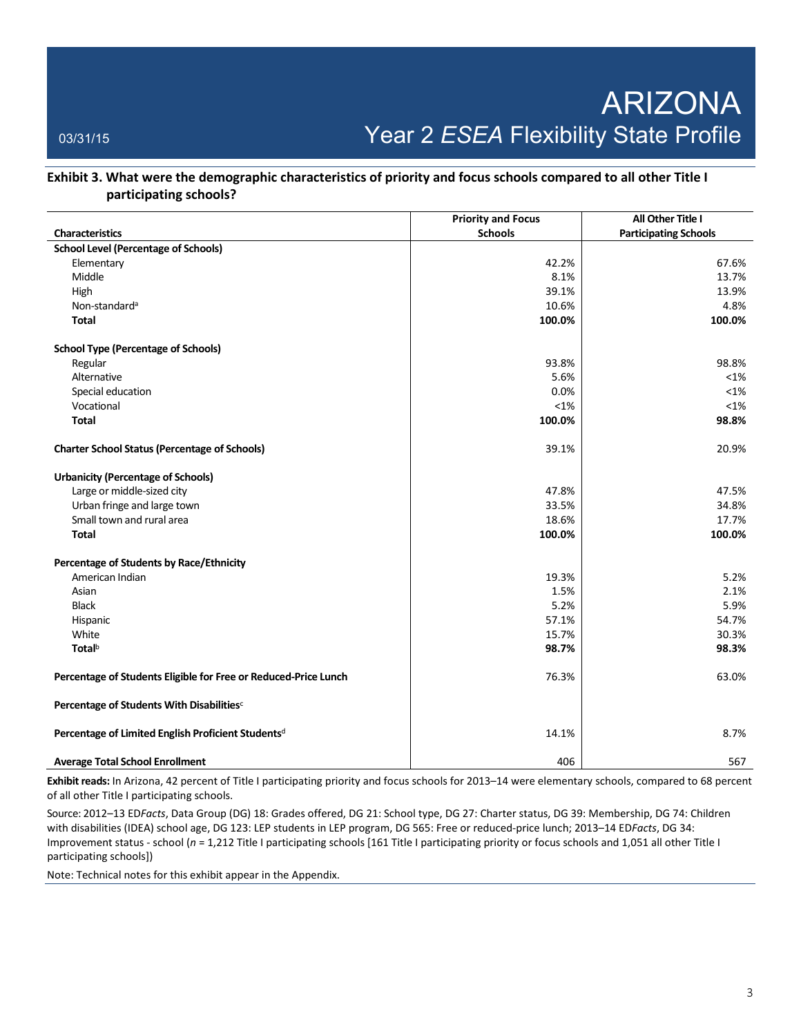# ARIZONA

## Year 2 *ESEA* Flexibility State Profile

03/31/15

### Exhibit 3. What were the demographic characteristics of priority and focus schools compared to all other Title I participating schools?

| Characteristics | Priority and Focus Schools | All Other Title I Participating Schools |
|---|---|---|
| **School Level (Percentage of Schools)** | | |
| Elementary | 42.2% | 67.6% |
| Middle | 8.1% | 13.7% |
| High | 39.1% | 13.9% |
| Non-standard[a] | 10.6% | 4.8% |
| **Total** | **100.0%** | **100.0%** |
| **School Type (Percentage of Schools)** | | |
| Regular | 93.8% | 98.8% |
| Alternative | 5.6% | <1% |
| Special education | 0.0% | <1% |
| Vocational | <1% | <1% |
| **Total** | **100.0%** | **98.8%** |
| **Charter School Status (Percentage of Schools)** | 39.1% | 20.9% |
| **Urbanicity (Percentage of Schools)** | | |
| Large or middle-sized city | 47.8% | 47.5% |
| Urban fringe and large town | 33.5% | 34.8% |
| Small town and rural area | 18.6% | 17.7% |
| **Total** | **100.0%** | **100.0%** |
| **Percentage of Students by Race/Ethnicity** | | |
| American Indian | 19.3% | 5.2% |
| Asian | 1.5% | 2.1% |
| Black | 5.2% | 5.9% |
| Hispanic | 57.1% | 54.7% |
| White | 15.7% | 30.3% |
| **Total[b]** | **98.7%** | **98.3%** |
| **Percentage of Students Eligible for Free or Reduced-Price Lunch** | 76.3% | 63.0% |
| **Percentage of Students With Disabilities[c]** | | |
| **Percentage of Limited English Proficient Students[d]** | 14.1% | 8.7% |
| **Average Total School Enrollment** | 406 | 567 |

**Exhibit reads:** In Arizona, 42 percent of Title I participating priority and focus schools for 2013–14 were elementary schools, compared to 68 percent of all other Title I participating schools.

Source: 2012–13 ED*Facts*, Data Group (DG) 18: Grades offered, DG 21: School type, DG 27: Charter status, DG 39: Membership, DG 74: Children with disabilities (IDEA) school age, DG 123: LEP students in LEP program, DG 565: Free or reduced-price lunch; 2013–14 ED*Facts*, DG 34: Improvement status - school (*n* = 1,212 Title I participating schools [161 Title I participating priority or focus schools and 1,051 all other Title I participating schools])

Note: Technical notes for this exhibit appear in the Appendix.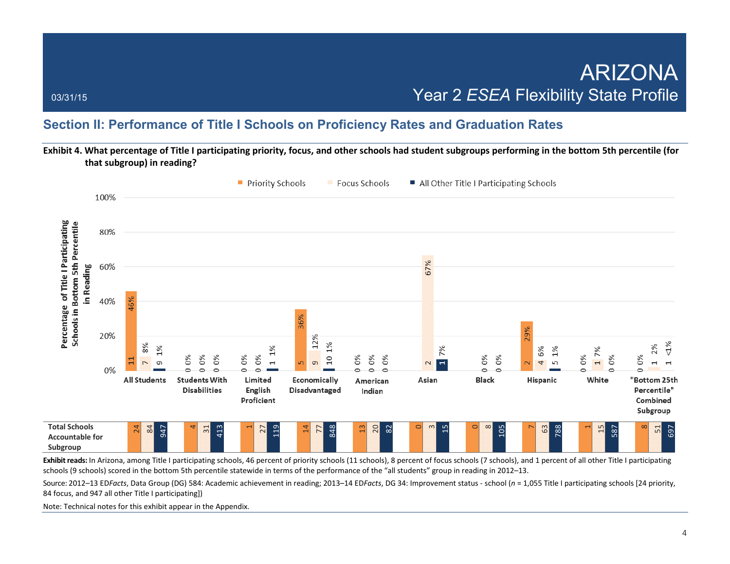# ARIZONA

## Year 2 *ESEA* Flexibility State Profile

03/31/15

## Section II: Performance of Title I Schools on Proficiency Rates and Graduation Rates

**Exhibit 4. What percentage of Title I participating priority, focus, and other schools had student subgroups performing in the bottom 5th percentile (for that subgroup) in reading?**

Percentage of Title I Participating Schools in Bottom 5th Percentile in Reading

| Subgroup | Priority Schools | Focus Schools | All Other Title I Participating Schools |
|---|---|---|---|
| All Students | 11 (46%) | 7 (8%) | 9 (1%) |
| Students With Disabilities | 0 (0%) | 0 (0%) | 0 (0%) |
| Limited English Proficient | 0 (0%) | 0 (0%) | 1 (1%) |
| Economically Disadvantaged | 5 (36%) | 9 (12%) | 10 (1%) |
| American Indian | 0 (0%) | 0 (0%) | 0 (0%) |
| Asian | | 2 (67%) | 1 (7%) |
| Black | | 0 (0%) | 0 (0%) |
| Hispanic | 2 (29%) | 4 (6%) | 5 (1%) |
| White | 0 (0%) | 1 (7%) | 0 (0%) |
| "Bottom 25th Percentile" Combined Subgroup | 0 (0%) | 1 (2%) | 1 (<1%) |

| Total Schools Accountable for Subgroup | Priority Schools | Focus Schools | All Other Title I Participating Schools |
|---|---|---|---|
| All Students | 24 | 84 | 947 |
| Students With Disabilities | 4 | 31 | 413 |
| Limited English Proficient | 1 | 27 | 119 |
| Economically Disadvantaged | 14 | 77 | 848 |
| American Indian | 13 | 20 | 82 |
| Asian | 0 | 3 | 15 |
| Black | 0 | 8 | 105 |
| Hispanic | 7 | 63 | 788 |
| White | 1 | 15 | 587 |
| "Bottom 25th Percentile" Combined Subgroup | 8 | 51 | 697 |

**Exhibit reads:** In Arizona, among Title I participating schools, 46 percent of priority schools (11 schools), 8 percent of focus schools (7 schools), and 1 percent of all other Title I participating schools (9 schools) scored in the bottom 5th percentile statewide in terms of the performance of the "all students" group in reading in 2012–13.

Source: 2012–13 ED*Facts*, Data Group (DG) 584: Academic achievement in reading; 2013–14 ED*Facts*, DG 34: Improvement status - school (*n* = 1,055 Title I participating schools [24 priority, 84 focus, and 947 all other Title I participating])

Note: Technical notes for this exhibit appear in the Appendix.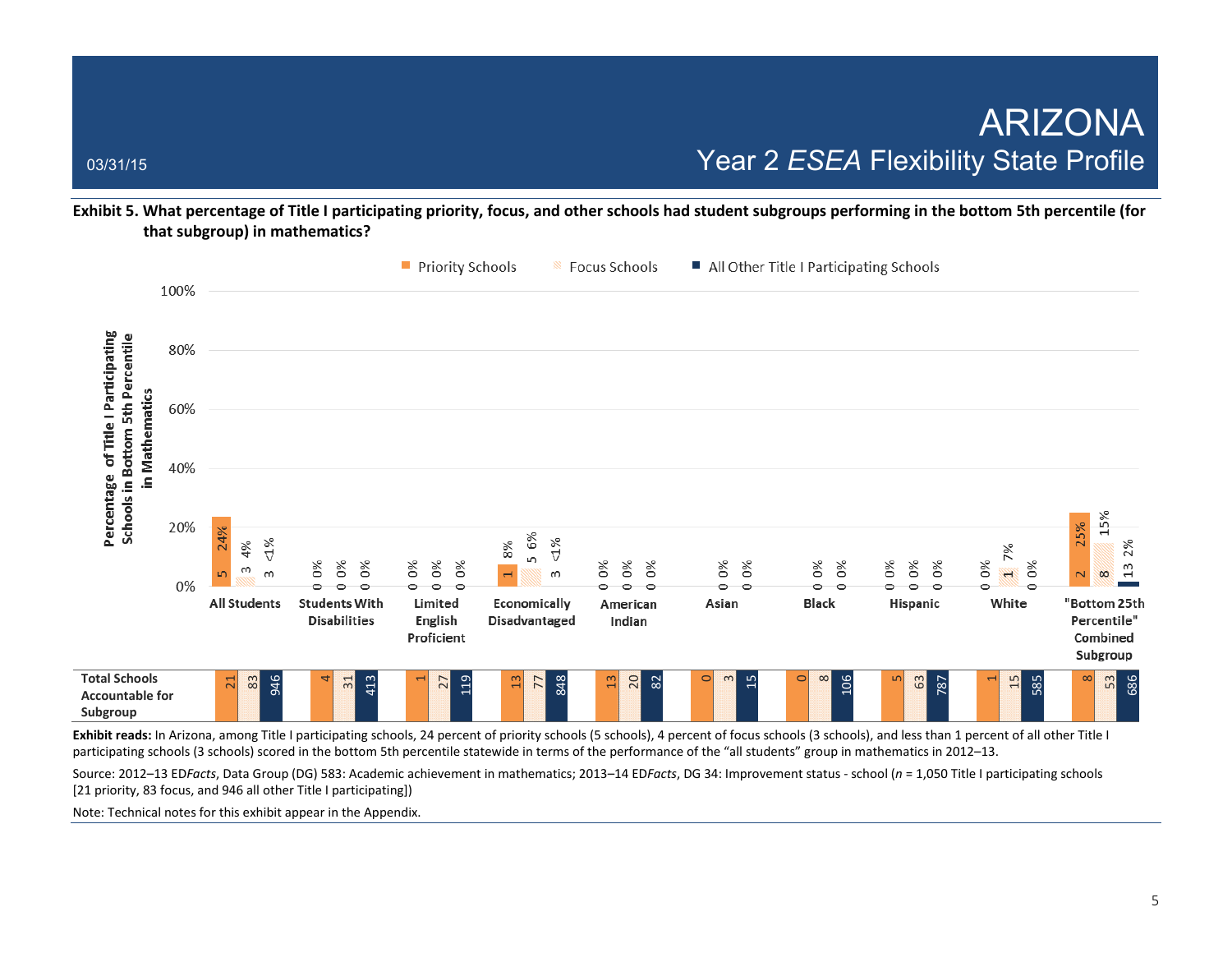# ARIZONA
## Year 2 *ESEA* Flexibility State Profile

03/31/15

**Exhibit 5. What percentage of Title I participating priority, focus, and other schools had student subgroups performing in the bottom 5th percentile (for that subgroup) in mathematics?**

| Subgroup | Priority Schools | Focus Schools | All Other Title I Participating Schools |
|---|---|---|---|
| All Students | 5 (24%) | 3 (4%) | 3 (<1%) |
| Students With Disabilities | 0 (0%) | 0 (0%) | 0 (0%) |
| Limited English Proficient | 0 (0%) | 0 (0%) | 0 (0%) |
| Economically Disadvantaged | 1 (8%) | 5 (6%) | 3 (<1%) |
| American Indian | 0 (0%) | 0 (0%) | 0 (0%) |
| Asian | | 0 (0%) | 0 (0%) |
| Black | | 0 (0%) | 0 (0%) |
| Hispanic | 0 (0%) | 0 (0%) | 0 (0%) |
| White | 0 (0%) | 1 (7%) | 0 (0%) |
| "Bottom 25th Percentile" Combined Subgroup | 2 (25%) | 8 (15%) | 13 (2%) |

**Total Schools Accountable for Subgroup**

| Subgroup | Priority Schools | Focus Schools | All Other Title I Participating Schools |
|---|---|---|---|
| All Students | 21 | 83 | 946 |
| Students With Disabilities | 4 | 31 | 413 |
| Limited English Proficient | 1 | 27 | 119 |
| Economically Disadvantaged | 13 | 77 | 848 |
| American Indian | 13 | 20 | 82 |
| Asian | 0 | 3 | 15 |
| Black | 0 | 8 | 106 |
| Hispanic | 5 | 63 | 787 |
| White | 1 | 15 | 585 |
| "Bottom 25th Percentile" Combined Subgroup | 8 | 53 | 686 |

**Exhibit reads:** In Arizona, among Title I participating schools, 24 percent of priority schools (5 schools), 4 percent of focus schools (3 schools), and less than 1 percent of all other Title I participating schools (3 schools) scored in the bottom 5th percentile statewide in terms of the performance of the "all students" group in mathematics in 2012–13.

Source: 2012–13 ED*Facts*, Data Group (DG) 583: Academic achievement in mathematics; 2013–14 ED*Facts*, DG 34: Improvement status - school (*n* = 1,050 Title I participating schools [21 priority, 83 focus, and 946 all other Title I participating])

Note: Technical notes for this exhibit appear in the Appendix.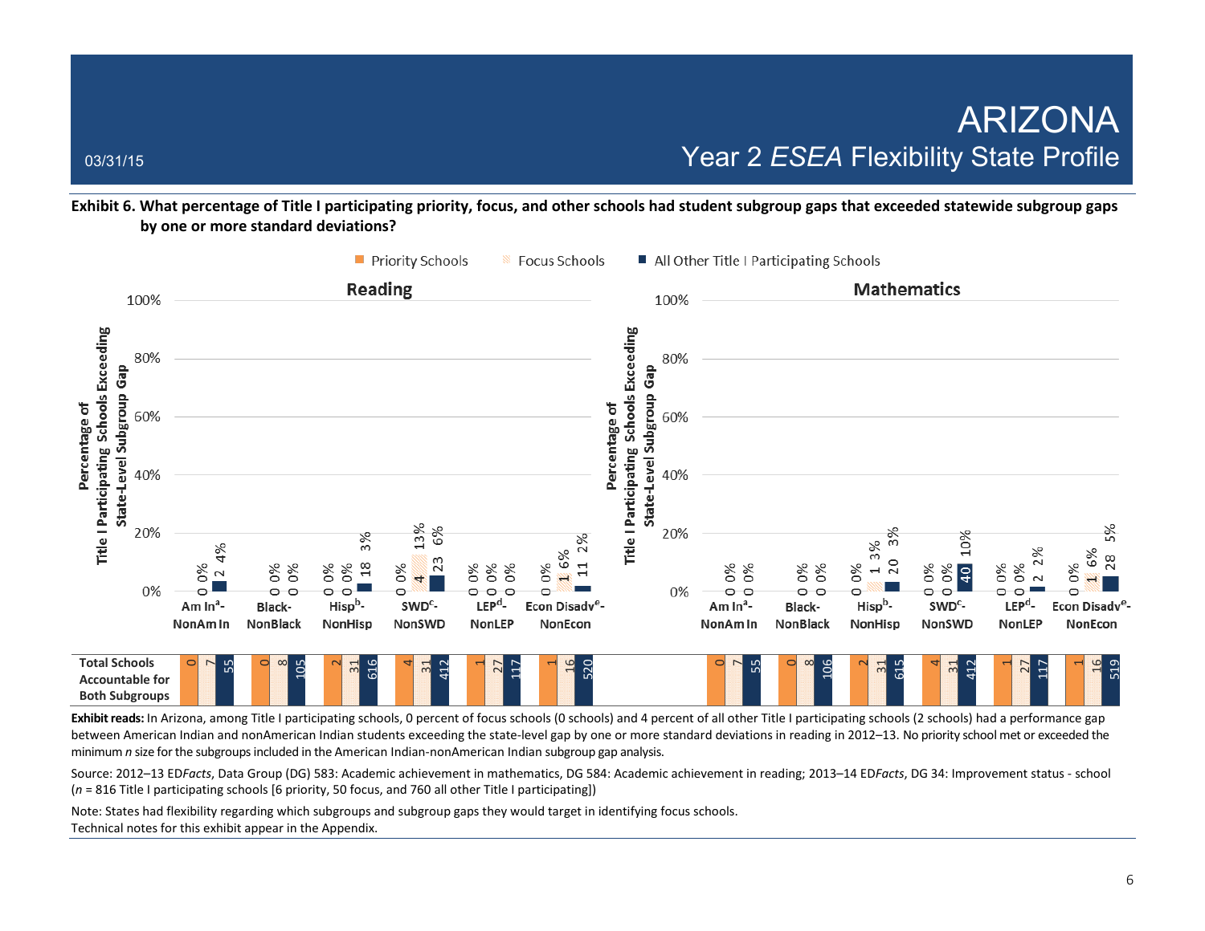03/31/15

# ARIZONA

## Year 2 *ESEA* Flexibility State Profile

**Exhibit 6. What percentage of Title I participating priority, focus, and other schools had student subgroup gaps that exceeded statewide subgroup gaps by one or more standard deviations?**

Legend: Priority Schools | Focus Schools | All Other Title I Participating Schools

Y-axis: Percentage of Title I Participating Schools Exceeding State-Level Subgroup Gap

**Reading**

| Subgroup | Priority Schools | Focus Schools | All Other Title I Participating Schools |
| --- | --- | --- | --- |
| Am In[a]-NonAm In |  | 0 0% | 2 4% |
| Black-NonBlack |  | 0 0% | 0 0% |
| Hisp[b]-NonHisp | 0 0% | 0 0% | 18 3% |
| SWD[c]-NonSWD | 0 0% | 4 13% | 23 6% |
| LEP[d]-NonLEP | 0 0% | 0 0% | 0 0% |
| Econ Disadv[e]-NonEcon | 0 0% | 1 6% | 11 2% |

**Mathematics**

| Subgroup | Priority Schools | Focus Schools | All Other Title I Participating Schools |
| --- | --- | --- | --- |
| Am In[a]-NonAm In |  | 0 0% | 0 0% |
| Black-NonBlack |  | 0 0% | 0 0% |
| Hisp[b]-NonHisp | 0 0% | 1 3% | 20 3% |
| SWD[c]-NonSWD | 0 0% | 0 0% | 40 10% |
| LEP[d]-NonLEP | 0 0% | 0 0% | 2 2% |
| Econ Disadv[e]-NonEcon | 0 0% | 1 6% | 28 5% |

**Total Schools Accountable for Both Subgroups**

| Subgroup | Reading: Priority | Reading: Focus | Reading: All Other | Mathematics: Priority | Mathematics: Focus | Mathematics: All Other |
| --- | --- | --- | --- | --- | --- | --- |
| Am In[a]-NonAm In | 0 | 7 | 55 | 0 | 7 | 55 |
| Black-NonBlack | 0 | 8 | 105 | 0 | 8 | 106 |
| Hisp[b]-NonHisp | 2 | 31 | 616 | 2 | 31 | 615 |
| SWD[c]-NonSWD | 4 | 31 | 412 | 4 | 31 | 412 |
| LEP[d]-NonLEP | 1 | 27 | 117 | 1 | 27 | 117 |
| Econ Disadv[e]-NonEcon | 1 | 16 | 520 | 1 | 16 | 519 |

**Exhibit reads:** In Arizona, among Title I participating schools, 0 percent of focus schools (0 schools) and 4 percent of all other Title I participating schools (2 schools) had a performance gap between American Indian and nonAmerican Indian students exceeding the state-level gap by one or more standard deviations in reading in 2012–13. No priority school met or exceeded the minimum *n* size for the subgroups included in the American Indian-nonAmerican Indian subgroup gap analysis.

Source: 2012–13 ED*Facts*, Data Group (DG) 583: Academic achievement in mathematics, DG 584: Academic achievement in reading; 2013–14 ED*Facts*, DG 34: Improvement status - school (*n* = 816 Title I participating schools [6 priority, 50 focus, and 760 all other Title I participating])

Note: States had flexibility regarding which subgroups and subgroup gaps they would target in identifying focus schools.
Technical notes for this exhibit appear in the Appendix.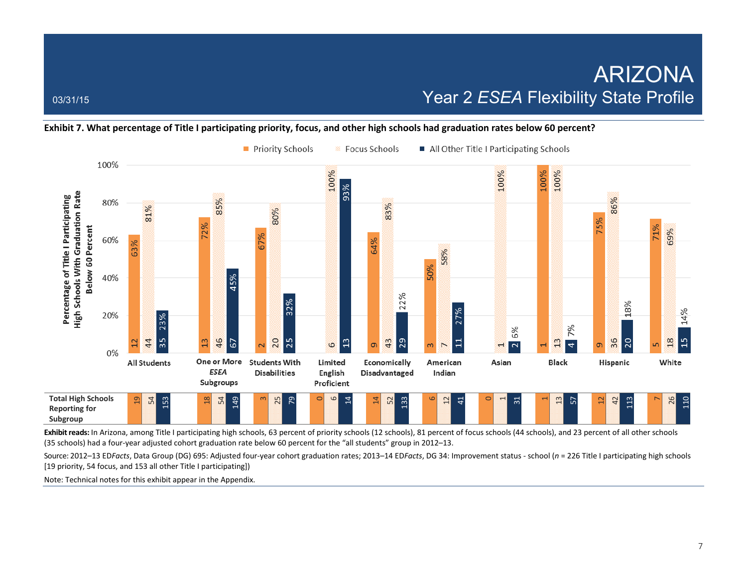03/31/15

# ARIZONA
## Year 2 *ESEA* Flexibility State Profile

**Exhibit 7. What percentage of Title I participating priority, focus, and other high schools had graduation rates below 60 percent?**

Percentage of Title I Participating High Schools With Graduation Rate Below 60 Percent

| Subgroup | Priority Schools | Focus Schools | All Other Title I Participating Schools |
|---|---|---|---|
| All Students | 63% (12) | 81% (44) | 23% (35) |
| One or More *ESEA* Subgroups | 72% (13) | 85% (46) | 45% (67) |
| Students With Disabilities | 67% (2) | 80% (20) | 32% (25) |
| Limited English Proficient | | 100% (6) | 93% (13) |
| Economically Disadvantaged | 64% (9) | 83% (43) | 22% (29) |
| American Indian | 50% (3) | 58% (7) | 27% (11) |
| Asian | | 100% (1) | 6% (2) |
| Black | 100% (1) | 100% (13) | 7% (4) |
| Hispanic | 75% (9) | 86% (36) | 18% (20) |
| White | 71% (5) | 69% (18) | 14% (15) |

**Total High Schools Reporting for Subgroup**

| Subgroup | Priority Schools | Focus Schools | All Other Title I Participating Schools |
|---|---|---|---|
| All Students | 19 | 54 | 153 |
| One or More *ESEA* Subgroups | 18 | 54 | 149 |
| Students With Disabilities | 3 | 25 | 79 |
| Limited English Proficient | 0 | 6 | 14 |
| Economically Disadvantaged | 14 | 52 | 133 |
| American Indian | 6 | 12 | 41 |
| Asian | 0 | 1 | 31 |
| Black | 1 | 13 | 57 |
| Hispanic | 12 | 42 | 113 |
| White | 7 | 26 | 110 |

**Exhibit reads:** In Arizona, among Title I participating high schools, 63 percent of priority schools (12 schools), 81 percent of focus schools (44 schools), and 23 percent of all other schools (35 schools) had a four-year adjusted cohort graduation rate below 60 percent for the "all students" group in 2012–13.

Source: 2012–13 ED*Facts*, Data Group (DG) 695: Adjusted four-year cohort graduation rates; 2013–14 ED*Facts*, DG 34: Improvement status - school (*n* = 226 Title I participating high schools [19 priority, 54 focus, and 153 all other Title I participating])

Note: Technical notes for this exhibit appear in the Appendix.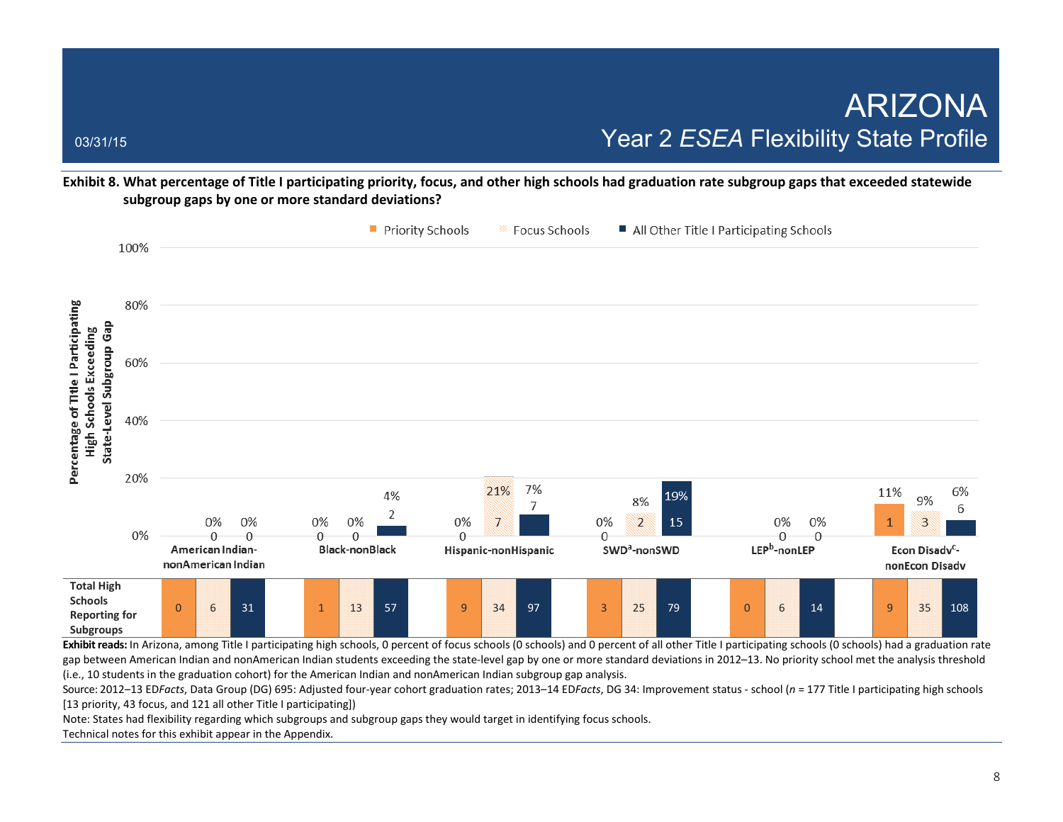03/31/15

# ARIZONA

## Year 2 *ESEA* Flexibility State Profile

**Exhibit 8. What percentage of Title I participating priority, focus, and other high schools had graduation rate subgroup gaps that exceeded statewide subgroup gaps by one or more standard deviations?**

| Subgroup Gap | Priority Schools | Focus Schools | All Other Title I Participating Schools |
|---|---|---|---|
| American Indian-nonAmerican Indian | — | 0% (0) | 0% (0) |
| Black-nonBlack | 0% (0) | 0% (0) | 4% (2) |
| Hispanic-nonHispanic | 0% (0) | 21% (7) | 7% (7) |
| SWD[a]-nonSWD | 0% (0) | 8% (2) | 19% (15) |
| LEP[b]-nonLEP | — | 0% (0) | 0% (0) |
| Econ Disadv[c]-nonEcon Disadv | 11% (1) | 9% (3) | 6% (6) |

| Total High Schools Reporting for Subgroups | Priority Schools | Focus Schools | All Other Title I Participating Schools |
|---|---|---|---|
| American Indian-nonAmerican Indian | 0 | 6 | 31 |
| Black-nonBlack | 1 | 13 | 57 |
| Hispanic-nonHispanic | 9 | 34 | 97 |
| SWD[a]-nonSWD | 3 | 25 | 79 |
| LEP[b]-nonLEP | 0 | 6 | 14 |
| Econ Disadv[c]-nonEcon Disadv | 9 | 35 | 108 |

**Exhibit reads:** In Arizona, among Title I participating high schools, 0 percent of focus schools (0 schools) and 0 percent of all other Title I participating schools (0 schools) had a graduation rate gap between American Indian and nonAmerican Indian students exceeding the state-level gap by one or more standard deviations in 2012–13. No priority school met the analysis threshold (i.e., 10 students in the graduation cohort) for the American Indian and nonAmerican Indian subgroup gap analysis.

Source: 2012–13 ED*Facts*, Data Group (DG) 695: Adjusted four-year cohort graduation rates; 2013–14 ED*Facts*, DG 34: Improvement status - school (*n* = 177 Title I participating high schools [13 priority, 43 focus, and 121 all other Title I participating])

Note: States had flexibility regarding which subgroups and subgroup gaps they would target in identifying focus schools.

Technical notes for this exhibit appear in the Appendix.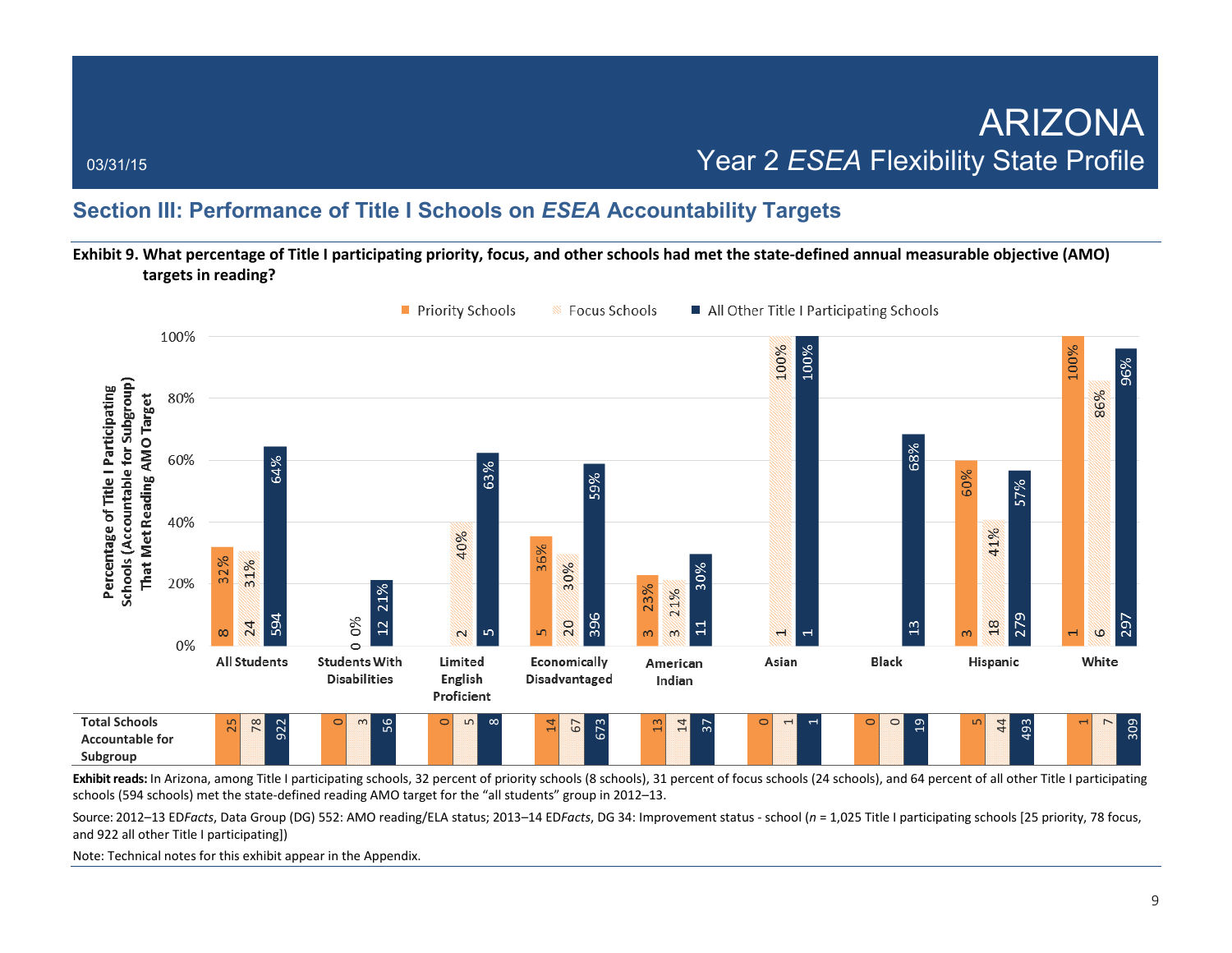03/31/15

# ARIZONA
## Year 2 *ESEA* Flexibility State Profile

## Section III: Performance of Title I Schools on *ESEA* Accountability Targets

**Exhibit 9. What percentage of Title I participating priority, focus, and other schools had met the state-defined annual measurable objective (AMO) targets in reading?**

| Subgroup | Priority Schools | Focus Schools | All Other Title I Participating Schools |
|---|---|---|---|
| All Students | 32% (8) | 31% (24) | 64% (594) |
| Students With Disabilities | | 0% (0) | 21% (12) |
| Limited English Proficient | | 40% (2) | 63% (5) |
| Economically Disadvantaged | 36% (5) | 30% (20) | 59% (396) |
| American Indian | 23% (3) | 21% (3) | 30% (11) |
| Asian | | 100% (1) | 100% (1) |
| Black | | | 68% (13) |
| Hispanic | 60% (3) | 41% (18) | 57% (279) |
| White | 100% (1) | 86% (6) | 96% (297) |

**Total Schools Accountable for Subgroup**

| Subgroup | Priority Schools | Focus Schools | All Other Title I Participating Schools |
|---|---|---|---|
| All Students | 25 | 78 | 922 |
| Students With Disabilities | 0 | 3 | 56 |
| Limited English Proficient | 0 | 5 | 8 |
| Economically Disadvantaged | 14 | 67 | 673 |
| American Indian | 13 | 14 | 37 |
| Asian | 0 | 1 | 1 |
| Black | 0 | 0 | 19 |
| Hispanic | 5 | 44 | 493 |
| White | 1 | 7 | 309 |

**Exhibit reads:** In Arizona, among Title I participating schools, 32 percent of priority schools (8 schools), 31 percent of focus schools (24 schools), and 64 percent of all other Title I participating schools (594 schools) met the state-defined reading AMO target for the "all students" group in 2012–13.

Source: 2012–13 ED*Facts*, Data Group (DG) 552: AMO reading/ELA status; 2013–14 ED*Facts*, DG 34: Improvement status - school (*n* = 1,025 Title I participating schools [25 priority, 78 focus, and 922 all other Title I participating])

Note: Technical notes for this exhibit appear in the Appendix.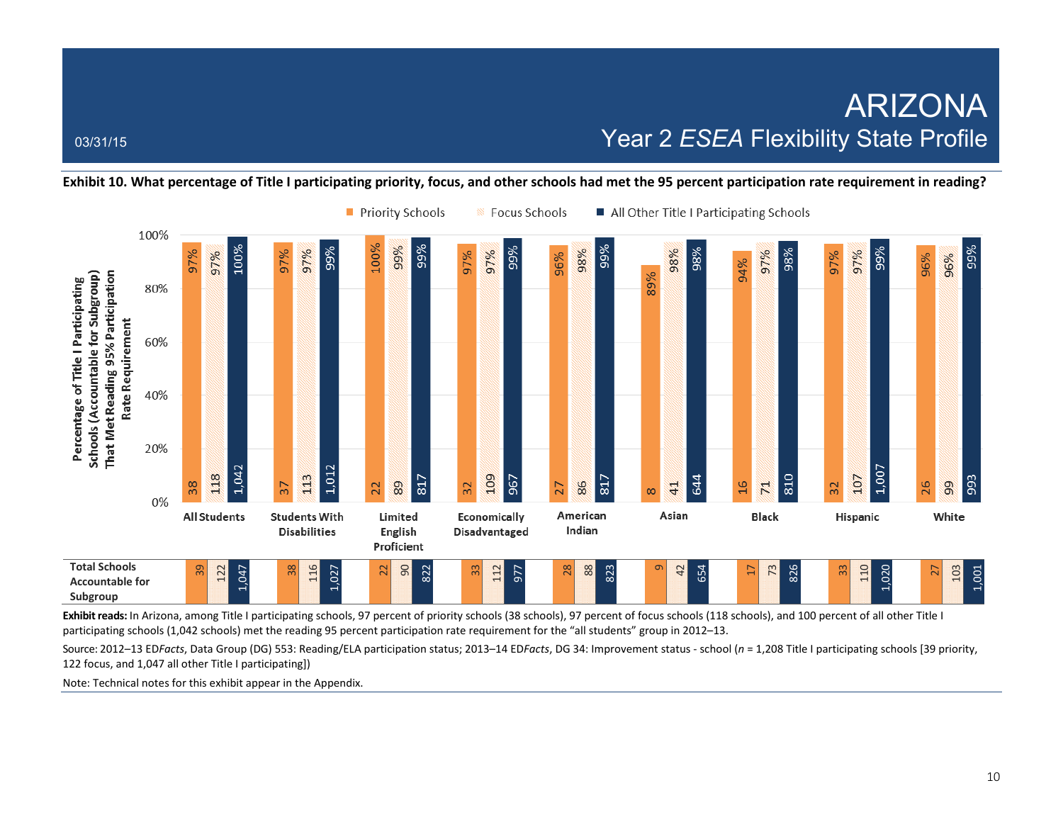03/31/15

# ARIZONA
## Year 2 *ESEA* Flexibility State Profile

**Exhibit 10. What percentage of Title I participating priority, focus, and other schools had met the 95 percent participation rate requirement in reading?**

Percentage of Title I Participating Schools (Accountable for Subgroup) That Met Reading 95% Participation Rate Requirement

| Subgroup | Priority Schools (%) | Priority Schools (n) | Focus Schools (%) | Focus Schools (n) | All Other Title I Participating Schools (%) | All Other Title I Participating Schools (n) |
|---|---|---|---|---|---|---|
| All Students | 97% | 38 | 97% | 118 | 100% | 1,042 |
| Students With Disabilities | 97% | 37 | 97% | 113 | 99% | 1,012 |
| Limited English Proficient | 100% | 22 | 99% | 89 | 99% | 817 |
| Economically Disadvantaged | 97% | 32 | 97% | 109 | 99% | 967 |
| American Indian | 96% | 27 | 98% | 86 | 99% | 817 |
| Asian | 89% | 8 | 98% | 41 | 98% | 644 |
| Black | 94% | 16 | 97% | 71 | 98% | 810 |
| Hispanic | 97% | 32 | 97% | 107 | 99% | 1,007 |
| White | 96% | 26 | 96% | 99 | 99% | 993 |

**Total Schools Accountable for Subgroup**

| Subgroup | Priority Schools | Focus Schools | All Other Title I Participating Schools |
|---|---|---|---|
| All Students | 39 | 122 | 1,047 |
| Students With Disabilities | 38 | 116 | 1,027 |
| Limited English Proficient | 22 | 90 | 822 |
| Economically Disadvantaged | 33 | 112 | 977 |
| American Indian | 28 | 88 | 823 |
| Asian | 9 | 42 | 654 |
| Black | 17 | 73 | 826 |
| Hispanic | 33 | 110 | 1,020 |
| White | 27 | 103 | 1,001 |

**Exhibit reads:** In Arizona, among Title I participating schools, 97 percent of priority schools (38 schools), 97 percent of focus schools (118 schools), and 100 percent of all other Title I participating schools (1,042 schools) met the reading 95 percent participation rate requirement for the "all students" group in 2012–13.

Source: 2012–13 ED*Facts*, Data Group (DG) 553: Reading/ELA participation status; 2013–14 ED*Facts*, DG 34: Improvement status - school (*n* = 1,208 Title I participating schools [39 priority, 122 focus, and 1,047 all other Title I participating])

Note: Technical notes for this exhibit appear in the Appendix.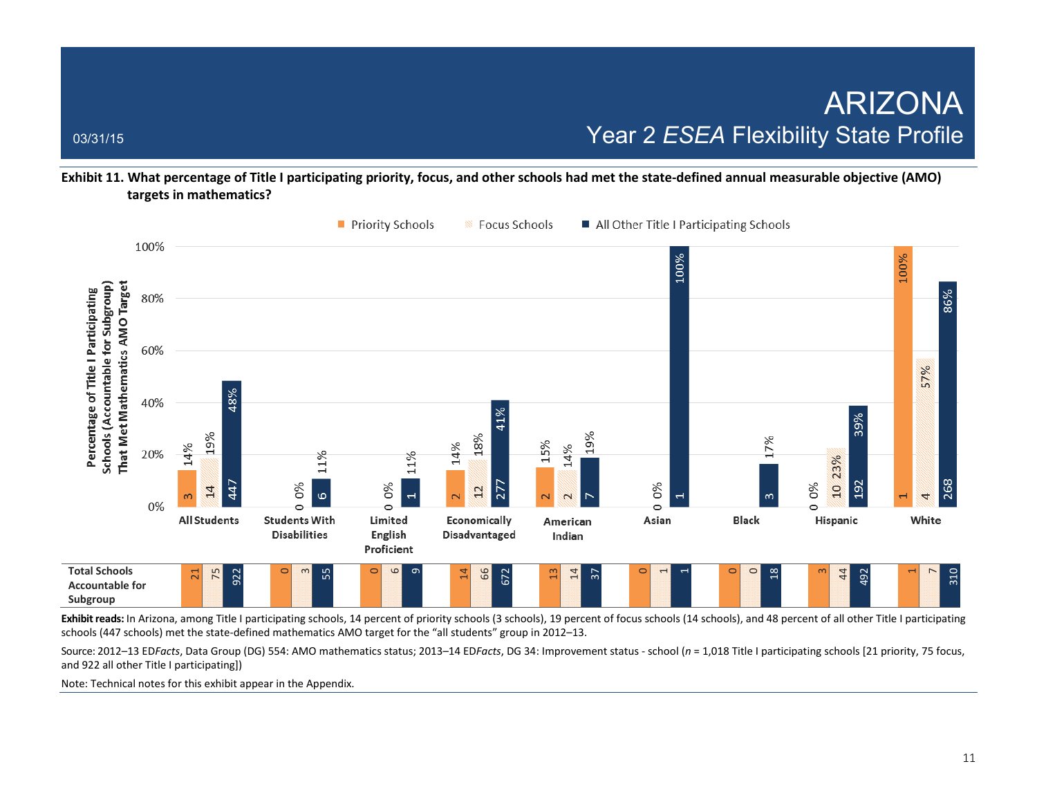03/31/15

# ARIZONA
## Year 2 *ESEA* Flexibility State Profile

**Exhibit 11. What percentage of Title I participating priority, focus, and other schools had met the state-defined annual measurable objective (AMO) targets in mathematics?**

Percentage of Title I Participating Schools (Accountable for Subgroup) That Met Mathematics AMO Target

| Subgroup | Priority Schools | Focus Schools | All Other Title I Participating Schools |
|---|---|---|---|
| All Students | 14% (3) | 19% (14) | 48% (447) |
| Students With Disabilities | 0% (0) | 0% | 11% (6) |
| Limited English Proficient | 0% (0) | 0% | 11% (1) |
| Economically Disadvantaged | 14% (2) | 18% (12) | 41% (277) |
| American Indian | 15% (2) | 14% (2) | 19% (7) |
| Asian | 0% (0) | 0% | 100% (1) |
| Black | | | 17% (3) |
| Hispanic | 0% (0) | 23% (10) | 39% (192) |
| White | 100% (1) | 57% (4) | 86% (268) |

**Total Schools Accountable for Subgroup**

| Subgroup | Priority Schools | Focus Schools | All Other Title I Participating Schools |
|---|---|---|---|
| All Students | 21 | 75 | 922 |
| Students With Disabilities | 0 | 3 | 55 |
| Limited English Proficient | 0 | 6 | 9 |
| Economically Disadvantaged | 14 | 66 | 672 |
| American Indian | 13 | 14 | 37 |
| Asian | 0 | 1 | 1 |
| Black | 0 | 0 | 18 |
| Hispanic | 3 | 44 | 492 |
| White | 1 | 7 | 310 |

**Exhibit reads:** In Arizona, among Title I participating schools, 14 percent of priority schools (3 schools), 19 percent of focus schools (14 schools), and 48 percent of all other Title I participating schools (447 schools) met the state-defined mathematics AMO target for the "all students" group in 2012–13.

Source: 2012–13 ED*Facts*, Data Group (DG) 554: AMO mathematics status; 2013–14 ED*Facts*, DG 34: Improvement status - school (*n* = 1,018 Title I participating schools [21 priority, 75 focus, and 922 all other Title I participating])

Note: Technical notes for this exhibit appear in the Appendix.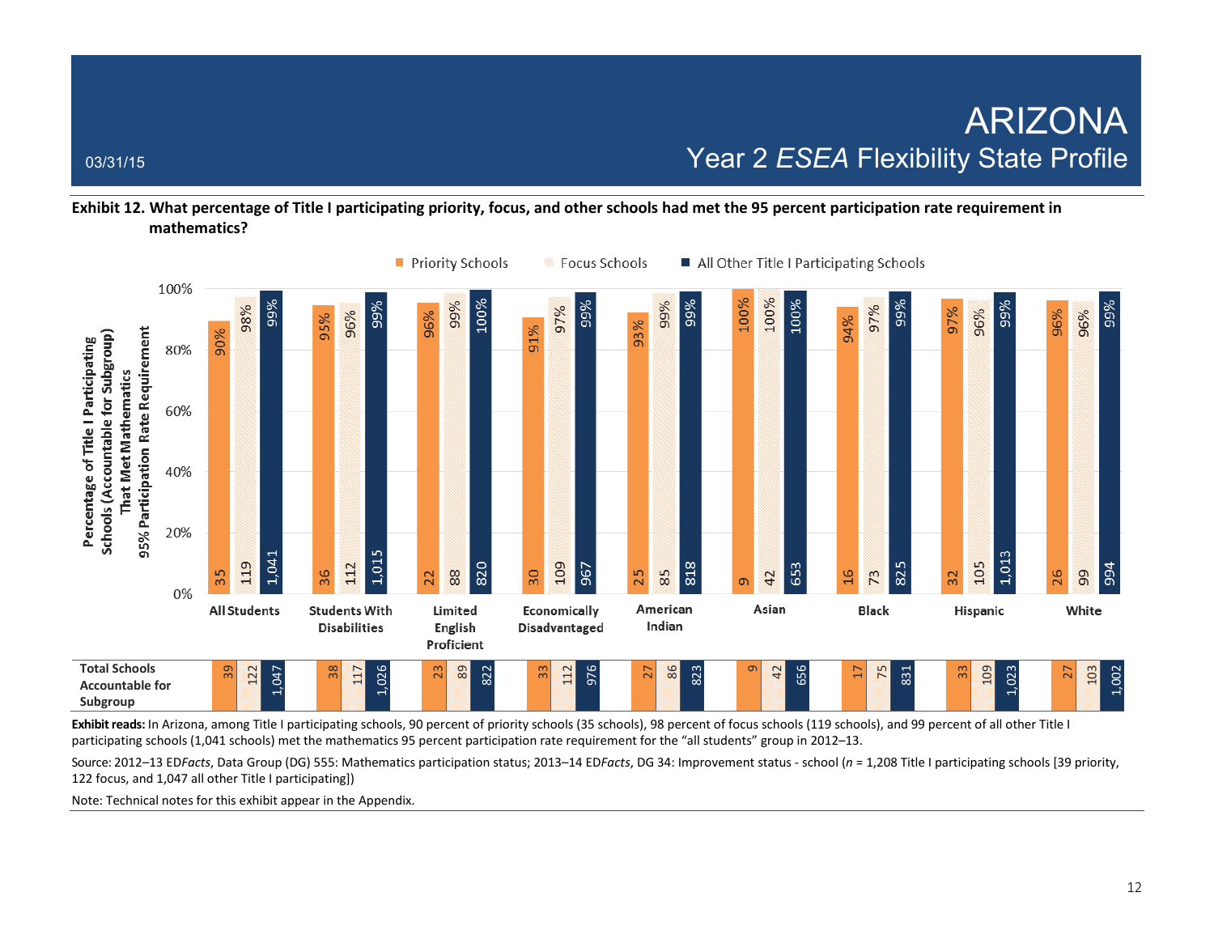# ARIZONA

## Year 2 *ESEA* Flexibility State Profile

03/31/15

**Exhibit 12. What percentage of Title I participating priority, focus, and other schools had met the 95 percent participation rate requirement in mathematics?**

| Subgroup | Priority Schools (%) | Focus Schools (%) | All Other Title I Participating Schools (%) | Priority Schools (n met) | Focus Schools (n met) | All Other Title I Participating Schools (n met) | Total Priority Schools Accountable | Total Focus Schools Accountable | Total All Other Schools Accountable |
|---|---|---|---|---|---|---|---|---|---|
| All Students | 90% | 98% | 99% | 35 | 119 | 1,041 | 39 | 122 | 1,047 |
| Students With Disabilities | 95% | 96% | 99% | 36 | 112 | 1,015 | 38 | 117 | 1,026 |
| Limited English Proficient | 96% | 99% | 100% | 22 | 88 | 820 | 23 | 89 | 822 |
| Economically Disadvantaged | 91% | 97% | 99% | 30 | 109 | 967 | 33 | 112 | 976 |
| American Indian | 93% | 99% | 99% | 25 | 85 | 818 | 27 | 86 | 823 |
| Asian | 100% | 100% | 100% | 9 | 42 | 653 | 9 | 42 | 656 |
| Black | 94% | 97% | 99% | 16 | 73 | 825 | 17 | 75 | 831 |
| Hispanic | 97% | 96% | 99% | 32 | 105 | 1,013 | 33 | 109 | 1,023 |
| White | 96% | 96% | 99% | 26 | 99 | 994 | 27 | 103 | 1,002 |

Y-axis: Percentage of Title I Participating Schools (Accountable for Subgroup) That Met Mathematics 95% Participation Rate Requirement

**Exhibit reads:** In Arizona, among Title I participating schools, 90 percent of priority schools (35 schools), 98 percent of focus schools (119 schools), and 99 percent of all other Title I participating schools (1,041 schools) met the mathematics 95 percent participation rate requirement for the "all students" group in 2012–13.

Source: 2012–13 ED*Facts*, Data Group (DG) 555: Mathematics participation status; 2013–14 ED*Facts*, DG 34: Improvement status - school (*n* = 1,208 Title I participating schools [39 priority, 122 focus, and 1,047 all other Title I participating])

Note: Technical notes for this exhibit appear in the Appendix.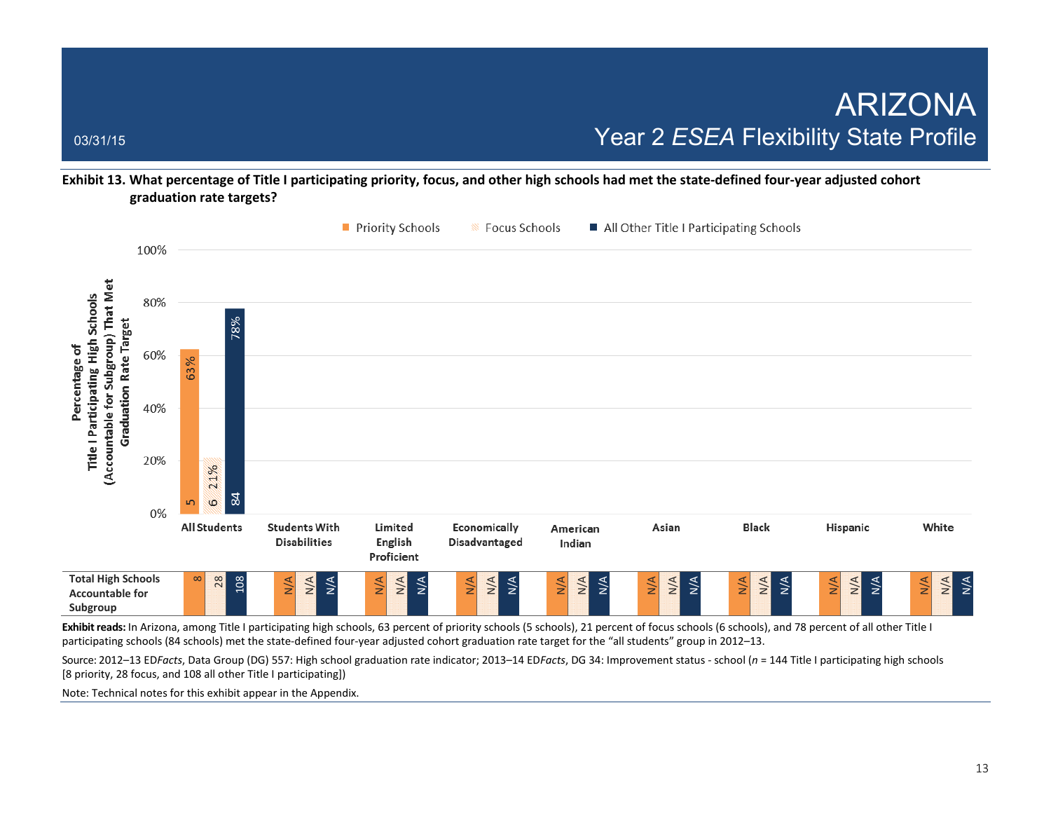03/31/15

# ARIZONA
## Year 2 *ESEA* Flexibility State Profile

**Exhibit 13. What percentage of Title I participating priority, focus, and other high schools had met the state-defined four-year adjusted cohort graduation rate targets?**

| Subgroup | Priority Schools | Focus Schools | All Other Title I Participating Schools |
|---|---|---|---|
| All Students | 63% (5) | 21% (6) | 78% (84) |
| Students With Disabilities | N/A | N/A | N/A |
| Limited English Proficient | N/A | N/A | N/A |
| Economically Disadvantaged | N/A | N/A | N/A |
| American Indian | N/A | N/A | N/A |
| Asian | N/A | N/A | N/A |
| Black | N/A | N/A | N/A |
| Hispanic | N/A | N/A | N/A |
| White | N/A | N/A | N/A |

Y-axis: Percentage of Title I Participating High Schools (Accountable for Subgroup) That Met Graduation Rate Target

| Total High Schools Accountable for Subgroup | Priority Schools | Focus Schools | All Other Title I Participating Schools |
|---|---|---|---|
| All Students | 8 | 28 | 108 |
| Students With Disabilities | N/A | N/A | N/A |
| Limited English Proficient | N/A | N/A | N/A |
| Economically Disadvantaged | N/A | N/A | N/A |
| American Indian | N/A | N/A | N/A |
| Asian | N/A | N/A | N/A |
| Black | N/A | N/A | N/A |
| Hispanic | N/A | N/A | N/A |
| White | N/A | N/A | N/A |

**Exhibit reads:** In Arizona, among Title I participating high schools, 63 percent of priority schools (5 schools), 21 percent of focus schools (6 schools), and 78 percent of all other Title I participating schools (84 schools) met the state-defined four-year adjusted cohort graduation rate target for the "all students" group in 2012–13.

Source: 2012–13 ED*Facts*, Data Group (DG) 557: High school graduation rate indicator; 2013–14 ED*Facts*, DG 34: Improvement status - school (*n* = 144 Title I participating high schools [8 priority, 28 focus, and 108 all other Title I participating])

Note: Technical notes for this exhibit appear in the Appendix.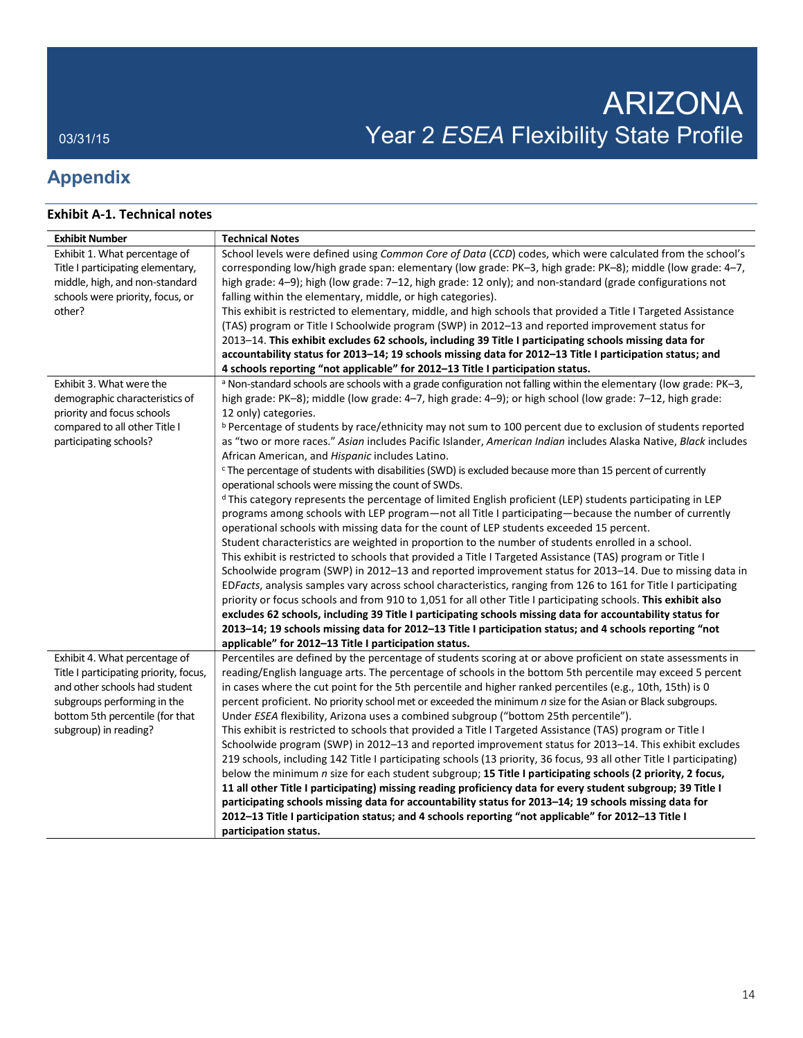## Appendix

### Exhibit A-1. Technical notes

| Exhibit Number | Technical Notes |
|---|---|
| Exhibit 1. What percentage of Title I participating elementary, middle, high, and non-standard schools were priority, focus, or other? | School levels were defined using *Common Core of Data* (*CCD*) codes, which were calculated from the school's corresponding low/high grade span: elementary (low grade: PK–3, high grade: PK–8); middle (low grade: 4–7, high grade: 4–9); high (low grade: 7–12, high grade: 12 only); and non-standard (grade configurations not falling within the elementary, middle, or high categories).<br>This exhibit is restricted to elementary, middle, and high schools that provided a Title I Targeted Assistance (TAS) program or Title I Schoolwide program (SWP) in 2012–13 and reported improvement status for 2013–14. **This exhibit excludes 62 schools, including 39 Title I participating schools missing data for accountability status for 2013–14; 19 schools missing data for 2012–13 Title I participation status; and 4 schools reporting "not applicable" for 2012–13 Title I participation status.** |
| Exhibit 3. What were the demographic characteristics of priority and focus schools compared to all other Title I participating schools? | [a] Non-standard schools are schools with a grade configuration not falling within the elementary (low grade: PK–3, high grade: PK–8); middle (low grade: 4–7, high grade: 4–9); or high school (low grade: 7–12, high grade: 12 only) categories.<br>[b] Percentage of students by race/ethnicity may not sum to 100 percent due to exclusion of students reported as "two or more races." *Asian* includes Pacific Islander, *American Indian* includes Alaska Native, *Black* includes African American, and *Hispanic* includes Latino.<br>[c] The percentage of students with disabilities (SWD) is excluded because more than 15 percent of currently operational schools were missing the count of SWDs.<br>[d] This category represents the percentage of limited English proficient (LEP) students participating in LEP programs among schools with LEP program—not all Title I participating—because the number of currently operational schools with missing data for the count of LEP students exceeded 15 percent.<br>Student characteristics are weighted in proportion to the number of students enrolled in a school.<br>This exhibit is restricted to schools that provided a Title I Targeted Assistance (TAS) program or Title I Schoolwide program (SWP) in 2012–13 and reported improvement status for 2013–14. Due to missing data in ED*Facts*, analysis samples vary across school characteristics, ranging from 126 to 161 for Title I participating priority or focus schools and from 910 to 1,051 for all other Title I participating schools. **This exhibit also excludes 62 schools, including 39 Title I participating schools missing data for accountability status for 2013–14; 19 schools missing data for 2012–13 Title I participation status; and 4 schools reporting "not applicable" for 2012–13 Title I participation status.** |
| Exhibit 4. What percentage of Title I participating priority, focus, and other schools had student subgroups performing in the bottom 5th percentile (for that subgroup) in reading? | Percentiles are defined by the percentage of students scoring at or above proficient on state assessments in reading/English language arts. The percentage of schools in the bottom 5th percentile may exceed 5 percent in cases where the cut point for the 5th percentile and higher ranked percentiles (e.g., 10th, 15th) is 0 percent proficient. No priority school met or exceeded the minimum *n* size for the Asian or Black subgroups. Under *ESEA* flexibility, Arizona uses a combined subgroup ("bottom 25th percentile").<br>This exhibit is restricted to schools that provided a Title I Targeted Assistance (TAS) program or Title I Schoolwide program (SWP) in 2012–13 and reported improvement status for 2013–14. This exhibit excludes 219 schools, including 142 Title I participating schools (13 priority, 36 focus, 93 all other Title I participating) below the minimum *n* size for each student subgroup; **15 Title I participating schools (2 priority, 2 focus, 11 all other Title I participating) missing reading proficiency data for every student subgroup; 39 Title I participating schools missing data for accountability status for 2013–14; 19 schools missing data for 2012–13 Title I participation status; and 4 schools reporting "not applicable" for 2012–13 Title I participation status.** |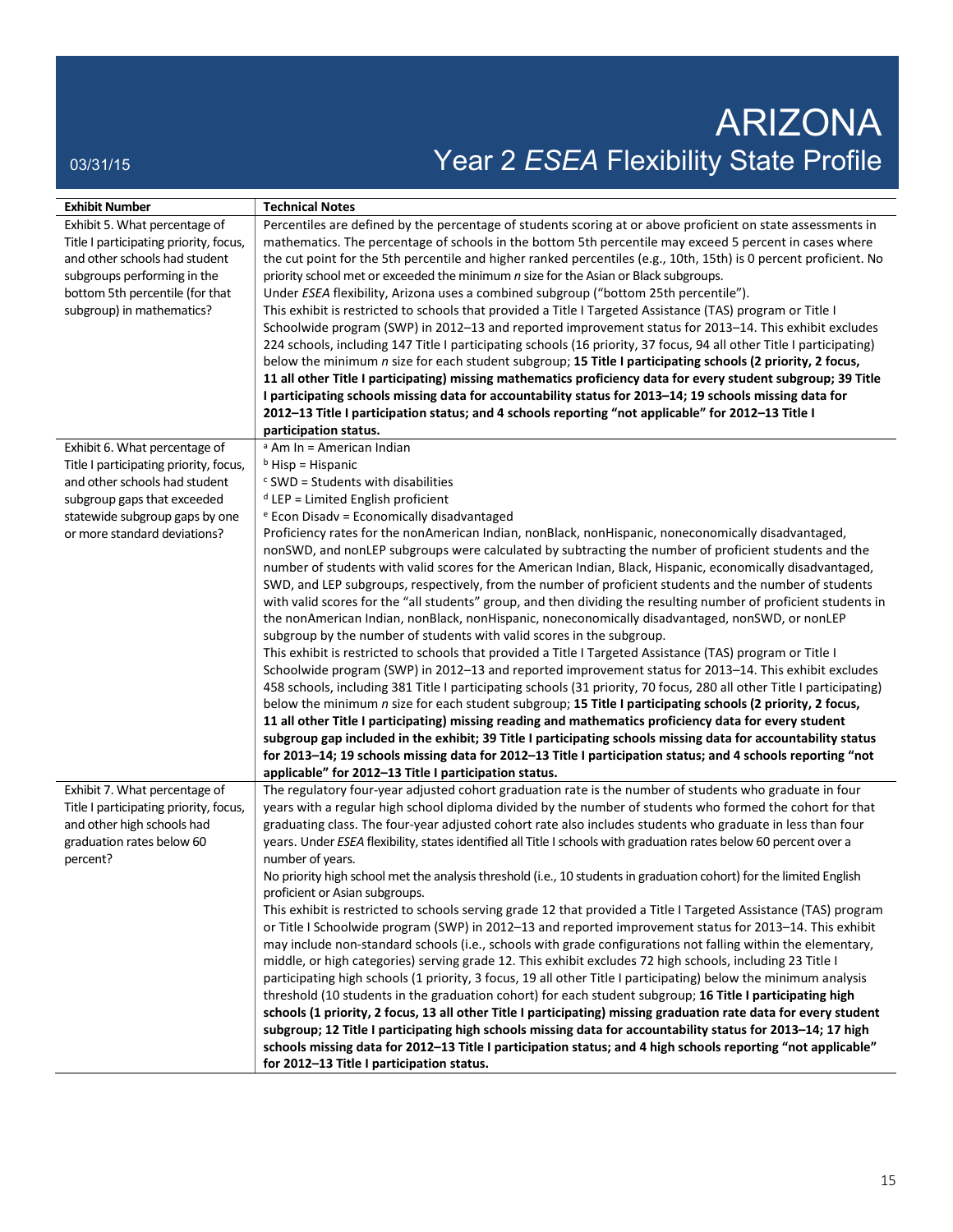| Exhibit Number | Technical Notes |
|---|---|
| Exhibit 5. What percentage of Title I participating priority, focus, and other schools had student subgroups performing in the bottom 5th percentile (for that subgroup) in mathematics? | Percentiles are defined by the percentage of students scoring at or above proficient on state assessments in mathematics. The percentage of schools in the bottom 5th percentile may exceed 5 percent in cases where the cut point for the 5th percentile and higher ranked percentiles (e.g., 10th, 15th) is 0 percent proficient. No priority school met or exceeded the minimum *n* size for the Asian or Black subgroups.<br>Under *ESEA* flexibility, Arizona uses a combined subgroup ("bottom 25th percentile").<br>This exhibit is restricted to schools that provided a Title I Targeted Assistance (TAS) program or Title I Schoolwide program (SWP) in 2012–13 and reported improvement status for 2013–14. This exhibit excludes 224 schools, including 147 Title I participating schools (16 priority, 37 focus, 94 all other Title I participating) below the minimum *n* size for each student subgroup; **15 Title I participating schools (2 priority, 2 focus, 11 all other Title I participating) missing mathematics proficiency data for every student subgroup; 39 Title I participating schools missing data for accountability status for 2013–14; 19 schools missing data for 2012–13 Title I participation status; and 4 schools reporting "not applicable" for 2012–13 Title I participation status.** |
| Exhibit 6. What percentage of Title I participating priority, focus, and other schools had student subgroup gaps that exceeded statewide subgroup gaps by one or more standard deviations? | [a] Am In = American Indian<br>[b] Hisp = Hispanic<br>[c] SWD = Students with disabilities<br>[d] LEP = Limited English proficient<br>[e] Econ Disadv = Economically disadvantaged<br>Proficiency rates for the nonAmerican Indian, nonBlack, nonHispanic, noneconomically disadvantaged, nonSWD, and nonLEP subgroups were calculated by subtracting the number of proficient students and the number of students with valid scores for the American Indian, Black, Hispanic, economically disadvantaged, SWD, and LEP subgroups, respectively, from the number of proficient students and the number of students with valid scores for the "all students" group, and then dividing the resulting number of proficient students in the nonAmerican Indian, nonBlack, nonHispanic, noneconomically disadvantaged, nonSWD, or nonLEP subgroup by the number of students with valid scores in the subgroup.<br>This exhibit is restricted to schools that provided a Title I Targeted Assistance (TAS) program or Title I Schoolwide program (SWP) in 2012–13 and reported improvement status for 2013–14. This exhibit excludes 458 schools, including 381 Title I participating schools (31 priority, 70 focus, 280 all other Title I participating) below the minimum *n* size for each student subgroup; **15 Title I participating schools (2 priority, 2 focus, 11 all other Title I participating) missing reading and mathematics proficiency data for every student subgroup gap included in the exhibit; 39 Title I participating schools missing data for accountability status for 2013–14; 19 schools missing data for 2012–13 Title I participation status; and 4 schools reporting "not applicable" for 2012–13 Title I participation status.** |
| Exhibit 7. What percentage of Title I participating priority, focus, and other high schools had graduation rates below 60 percent? | The regulatory four-year adjusted cohort graduation rate is the number of students who graduate in four years with a regular high school diploma divided by the number of students who formed the cohort for that graduating class. The four-year adjusted cohort rate also includes students who graduate in less than four years. Under *ESEA* flexibility, states identified all Title I schools with graduation rates below 60 percent over a number of years.<br>No priority high school met the analysis threshold (i.e., 10 students in graduation cohort) for the limited English proficient or Asian subgroups.<br>This exhibit is restricted to schools serving grade 12 that provided a Title I Targeted Assistance (TAS) program or Title I Schoolwide program (SWP) in 2012–13 and reported improvement status for 2013–14. This exhibit may include non-standard schools (i.e., schools with grade configurations not falling within the elementary, middle, or high categories) serving grade 12. This exhibit excludes 72 high schools, including 23 Title I participating high schools (1 priority, 3 focus, 19 all other Title I participating) below the minimum analysis threshold (10 students in the graduation cohort) for each student subgroup; **16 Title I participating high schools (1 priority, 2 focus, 13 all other Title I participating) missing graduation rate data for every student subgroup; 12 Title I participating high schools missing data for accountability status for 2013–14; 17 high schools missing data for 2012–13 Title I participation status; and 4 high schools reporting "not applicable" for 2012–13 Title I participation status.** |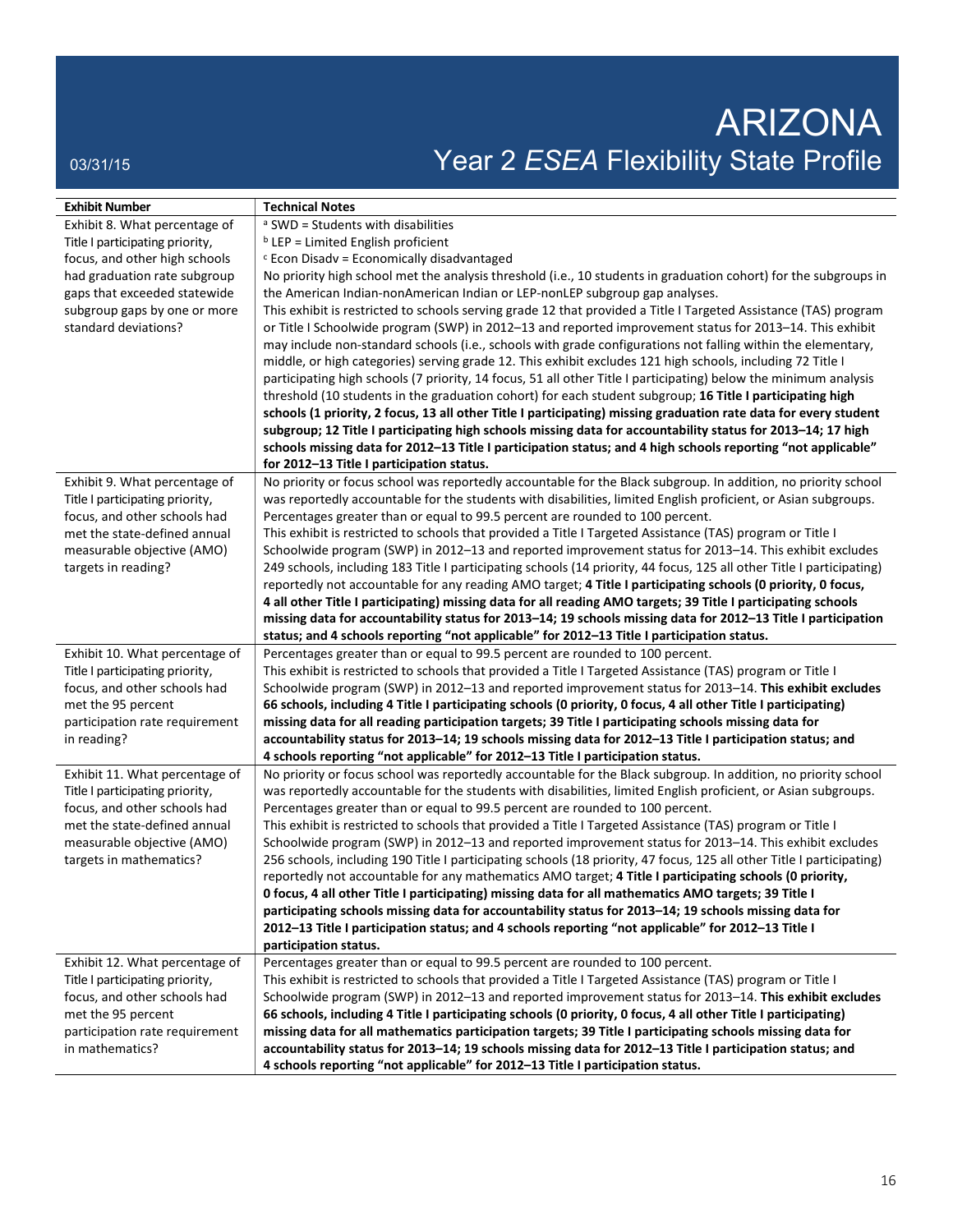| Exhibit Number | Technical Notes |
|---|---|
| Exhibit 8. What percentage of Title I participating priority, focus, and other high schools had graduation rate subgroup gaps that exceeded statewide subgroup gaps by one or more standard deviations? | [a] SWD = Students with disabilities<br>[b] LEP = Limited English proficient<br>[c] Econ Disadv = Economically disadvantaged<br>No priority high school met the analysis threshold (i.e., 10 students in graduation cohort) for the subgroups in the American Indian-nonAmerican Indian or LEP-nonLEP subgroup gap analyses.<br>This exhibit is restricted to schools serving grade 12 that provided a Title I Targeted Assistance (TAS) program or Title I Schoolwide program (SWP) in 2012–13 and reported improvement status for 2013–14. This exhibit may include non-standard schools (i.e., schools with grade configurations not falling within the elementary, middle, or high categories) serving grade 12. This exhibit excludes 121 high schools, including 72 Title I participating high schools (7 priority, 14 focus, 51 all other Title I participating) below the minimum analysis threshold (10 students in the graduation cohort) for each student subgroup; **16 Title I participating high schools (1 priority, 2 focus, 13 all other Title I participating) missing graduation rate data for every student subgroup; 12 Title I participating high schools missing data for accountability status for 2013–14; 17 high schools missing data for 2012–13 Title I participation status; and 4 high schools reporting "not applicable" for 2012–13 Title I participation status.** |
| Exhibit 9. What percentage of Title I participating priority, focus, and other schools had met the state-defined annual measurable objective (AMO) targets in reading? | No priority or focus school was reportedly accountable for the Black subgroup. In addition, no priority school was reportedly accountable for the students with disabilities, limited English proficient, or Asian subgroups.<br>Percentages greater than or equal to 99.5 percent are rounded to 100 percent.<br>This exhibit is restricted to schools that provided a Title I Targeted Assistance (TAS) program or Title I Schoolwide program (SWP) in 2012–13 and reported improvement status for 2013–14. This exhibit excludes 249 schools, including 183 Title I participating schools (14 priority, 44 focus, 125 all other Title I participating) reportedly not accountable for any reading AMO target; **4 Title I participating schools (0 priority, 0 focus, 4 all other Title I participating) missing data for all reading AMO targets; 39 Title I participating schools missing data for accountability status for 2013–14; 19 schools missing data for 2012–13 Title I participation status; and 4 schools reporting "not applicable" for 2012–13 Title I participation status.** |
| Exhibit 10. What percentage of Title I participating priority, focus, and other schools had met the 95 percent participation rate requirement in reading? | Percentages greater than or equal to 99.5 percent are rounded to 100 percent.<br>This exhibit is restricted to schools that provided a Title I Targeted Assistance (TAS) program or Title I Schoolwide program (SWP) in 2012–13 and reported improvement status for 2013–14. **This exhibit excludes 66 schools, including 4 Title I participating schools (0 priority, 0 focus, 4 all other Title I participating) missing data for all reading participation targets; 39 Title I participating schools missing data for accountability status for 2013–14; 19 schools missing data for 2012–13 Title I participation status; and 4 schools reporting "not applicable" for 2012–13 Title I participation status.** |
| Exhibit 11. What percentage of Title I participating priority, focus, and other schools had met the state-defined annual measurable objective (AMO) targets in mathematics? | No priority or focus school was reportedly accountable for the Black subgroup. In addition, no priority school was reportedly accountable for the students with disabilities, limited English proficient, or Asian subgroups.<br>Percentages greater than or equal to 99.5 percent are rounded to 100 percent.<br>This exhibit is restricted to schools that provided a Title I Targeted Assistance (TAS) program or Title I Schoolwide program (SWP) in 2012–13 and reported improvement status for 2013–14. This exhibit excludes 256 schools, including 190 Title I participating schools (18 priority, 47 focus, 125 all other Title I participating) reportedly not accountable for any mathematics AMO target; **4 Title I participating schools (0 priority, 0 focus, 4 all other Title I participating) missing data for all mathematics AMO targets; 39 Title I participating schools missing data for accountability status for 2013–14; 19 schools missing data for 2012–13 Title I participation status; and 4 schools reporting "not applicable" for 2012–13 Title I participation status.** |
| Exhibit 12. What percentage of Title I participating priority, focus, and other schools had met the 95 percent participation rate requirement in mathematics? | Percentages greater than or equal to 99.5 percent are rounded to 100 percent.<br>This exhibit is restricted to schools that provided a Title I Targeted Assistance (TAS) program or Title I Schoolwide program (SWP) in 2012–13 and reported improvement status for 2013–14. **This exhibit excludes 66 schools, including 4 Title I participating schools (0 priority, 0 focus, 4 all other Title I participating) missing data for all mathematics participation targets; 39 Title I participating schools missing data for accountability status for 2013–14; 19 schools missing data for 2012–13 Title I participation status; and 4 schools reporting "not applicable" for 2012–13 Title I participation status.** |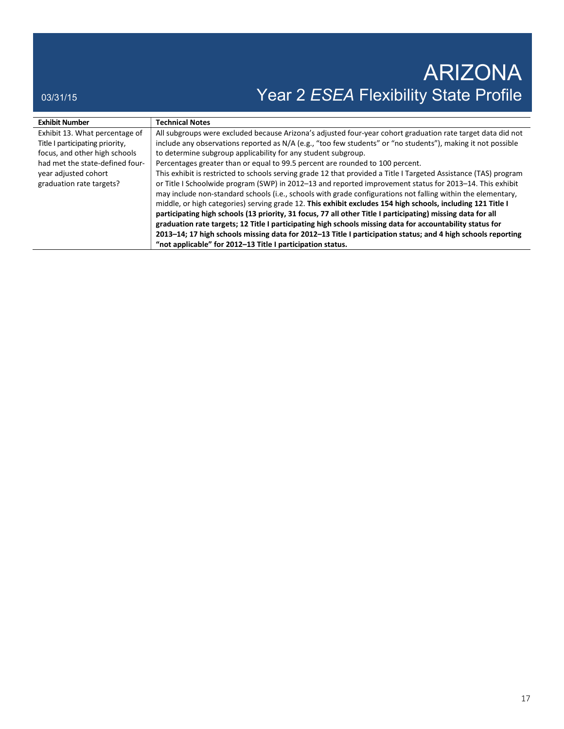| Exhibit Number | Technical Notes |
|---|---|
| Exhibit 13. What percentage of Title I participating priority, focus, and other high schools had met the state-defined four-year adjusted cohort graduation rate targets? | All subgroups were excluded because Arizona's adjusted four-year cohort graduation rate target data did not include any observations reported as N/A (e.g., "too few students" or "no students"), making it not possible to determine subgroup applicability for any student subgroup.<br>Percentages greater than or equal to 99.5 percent are rounded to 100 percent.<br>This exhibit is restricted to schools serving grade 12 that provided a Title I Targeted Assistance (TAS) program or Title I Schoolwide program (SWP) in 2012–13 and reported improvement status for 2013–14. This exhibit may include non-standard schools (i.e., schools with grade configurations not falling within the elementary, middle, or high categories) serving grade 12. **This exhibit excludes 154 high schools, including 121 Title I participating high schools (13 priority, 31 focus, 77 all other Title I participating) missing data for all graduation rate targets; 12 Title I participating high schools missing data for accountability status for 2013–14; 17 high schools missing data for 2012–13 Title I participation status; and 4 high schools reporting "not applicable" for 2012–13 Title I participation status.** |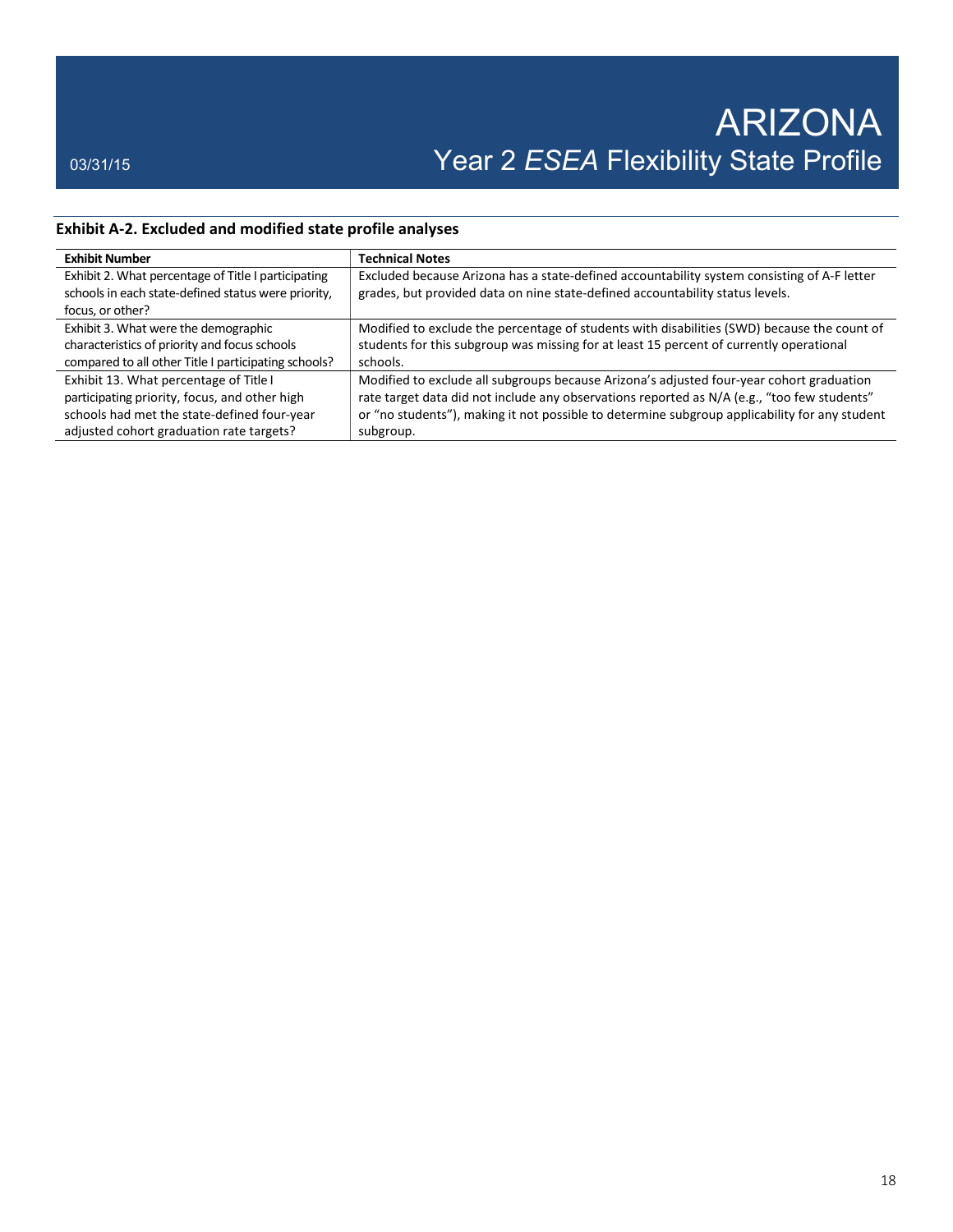## Exhibit A-2. Excluded and modified state profile analyses

| Exhibit Number | Technical Notes |
| --- | --- |
| Exhibit 2. What percentage of Title I participating schools in each state-defined status were priority, focus, or other? | Excluded because Arizona has a state-defined accountability system consisting of A-F letter grades, but provided data on nine state-defined accountability status levels. |
| Exhibit 3. What were the demographic characteristics of priority and focus schools compared to all other Title I participating schools? | Modified to exclude the percentage of students with disabilities (SWD) because the count of students for this subgroup was missing for at least 15 percent of currently operational schools. |
| Exhibit 13. What percentage of Title I participating priority, focus, and other high schools had met the state-defined four-year adjusted cohort graduation rate targets? | Modified to exclude all subgroups because Arizona's adjusted four-year cohort graduation rate target data did not include any observations reported as N/A (e.g., "too few students" or "no students"), making it not possible to determine subgroup applicability for any student subgroup. |